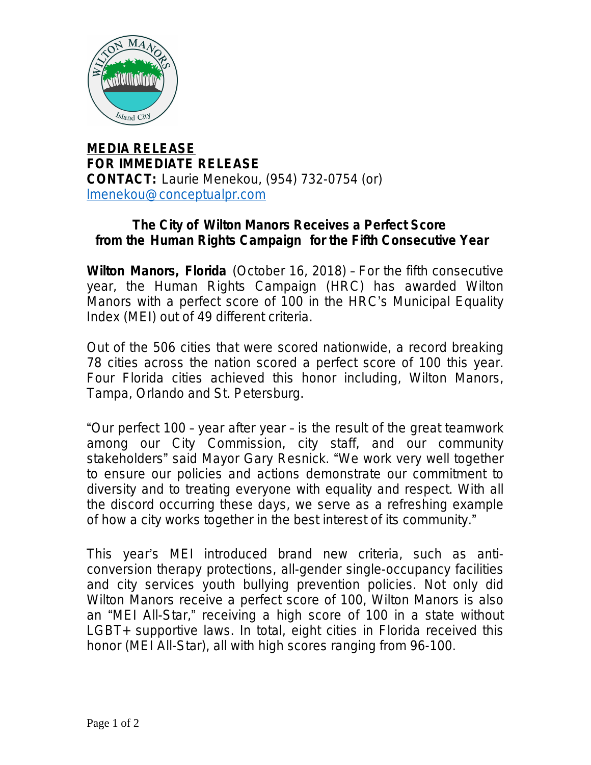**MEDIA RELEASE**
**FOR IMMEDIATE RELEASE**
**CONTACT:** Laurie Menekou, (954) 732-0754 (or) lmenekou@conceptualpr.com

## The City of Wilton Manors Receives a Perfect Score from the Human Rights Campaign for the Fifth Consecutive Year

**Wilton Manors, Florida** (October 16, 2018) – For the fifth consecutive year, the Human Rights Campaign (HRC) has awarded Wilton Manors with a perfect score of 100 in the HRC's Municipal Equality Index (MEI) out of 49 different criteria.

Out of the 506 cities that were scored nationwide, a record breaking 78 cities across the nation scored a perfect score of 100 this year. Four Florida cities achieved this honor including, Wilton Manors, Tampa, Orlando and St. Petersburg.

"Our perfect 100 – year after year – is the result of the great teamwork among our City Commission, city staff, and our community stakeholders" said Mayor Gary Resnick. "We work very well together to ensure our policies and actions demonstrate our commitment to diversity and to treating everyone with equality and respect. With all the discord occurring these days, we serve as a refreshing example of how a city works together in the best interest of its community."

This year's MEI introduced brand new criteria, such as anti-conversion therapy protections, all-gender single-occupancy facilities and city services youth bullying prevention policies. Not only did Wilton Manors receive a perfect score of 100, Wilton Manors is also an "MEI All-Star," receiving a high score of 100 in a state without LGBT+ supportive laws. In total, eight cities in Florida received this honor (MEI All-Star), all with high scores ranging from 96-100.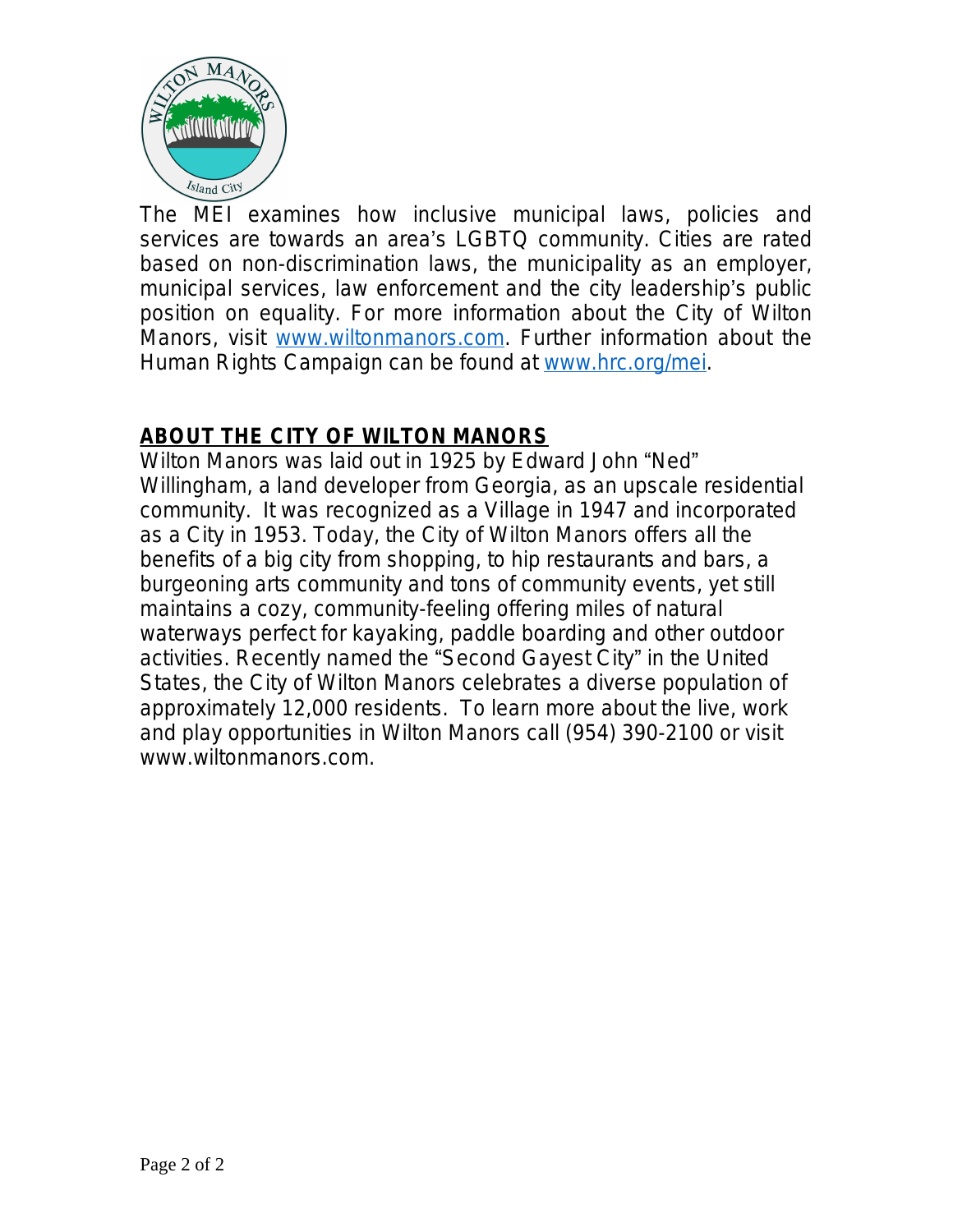The MEI examines how inclusive municipal laws, policies and services are towards an area's LGBTQ community. Cities are rated based on non-discrimination laws, the municipality as an employer, municipal services, law enforcement and the city leadership's public position on equality. For more information about the City of Wilton Manors, visit [www.wiltonmanors.com](http://www.wiltonmanors.com). Further information about the Human Rights Campaign can be found at [www.hrc.org/mei](http://www.hrc.org/mei).

## ABOUT THE CITY OF WILTON MANORS

Wilton Manors was laid out in 1925 by Edward John "Ned" Willingham, a land developer from Georgia, as an upscale residential community. It was recognized as a Village in 1947 and incorporated as a City in 1953. Today, the City of Wilton Manors offers all the benefits of a big city from shopping, to hip restaurants and bars, a burgeoning arts community and tons of community events, yet still maintains a cozy, community-feeling offering miles of natural waterways perfect for kayaking, paddle boarding and other outdoor activities. Recently named the "Second Gayest City" in the United States, the City of Wilton Manors celebrates a diverse population of approximately 12,000 residents. To learn more about the live, work and play opportunities in Wilton Manors call (954) 390-2100 or visit www.wiltonmanors.com.